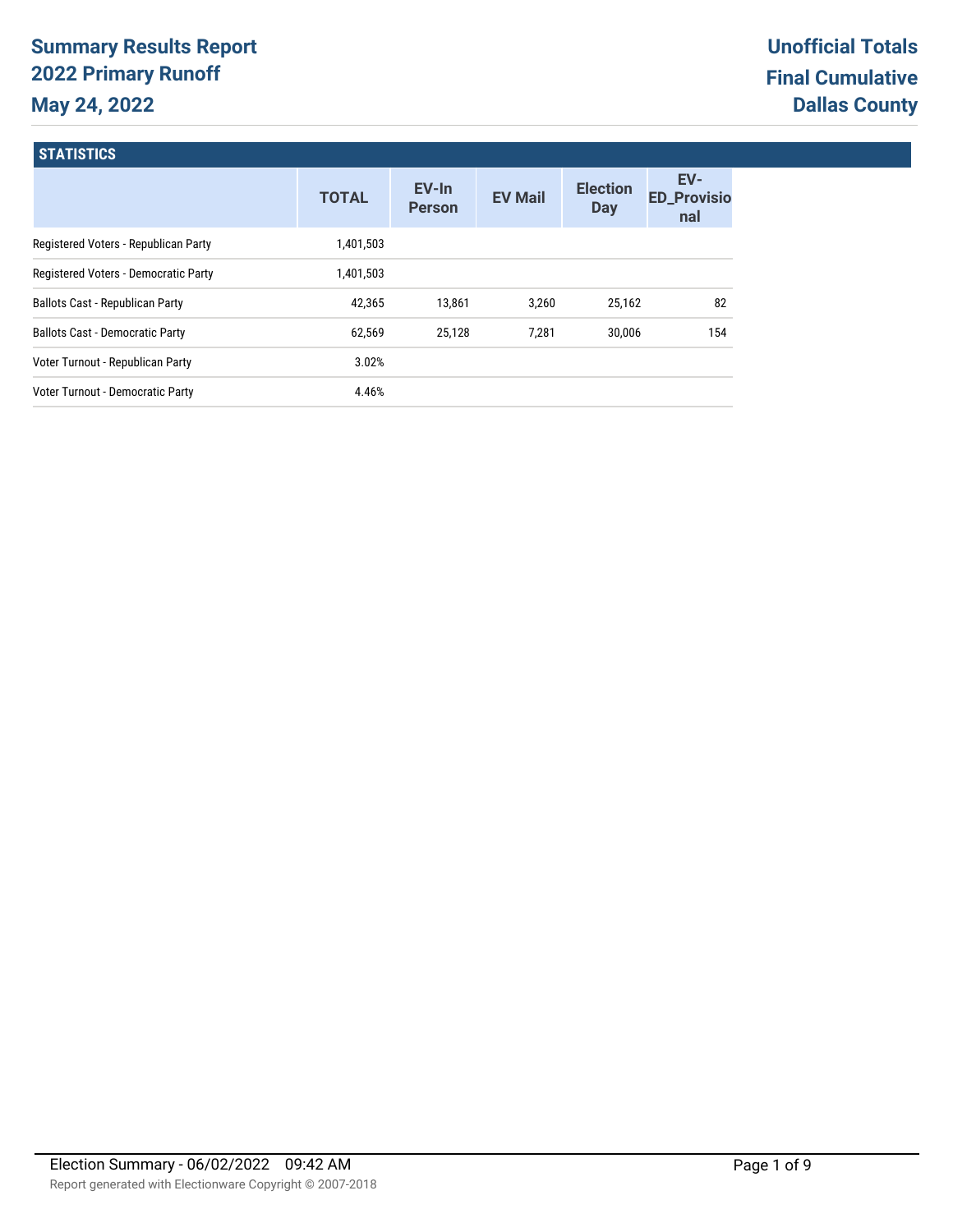# Summary Results Report
## 2022 Primary Runoff
## May 24, 2022

**Unofficial Totals**
**Final Cumulative**
**Dallas County**

### STATISTICS

| | TOTAL | EV-In Person | EV Mail | Election Day | EV-ED_Provisional |
|---|---|---|---|---|---|
| Registered Voters - Republican Party | 1,401,503 | | | | |
| Registered Voters - Democratic Party | 1,401,503 | | | | |
| Ballots Cast - Republican Party | 42,365 | 13,861 | 3,260 | 25,162 | 82 |
| Ballots Cast - Democratic Party | 62,569 | 25,128 | 7,281 | 30,006 | 154 |
| Voter Turnout - Republican Party | 3.02% | | | | |
| Voter Turnout - Democratic Party | 4.46% | | | | |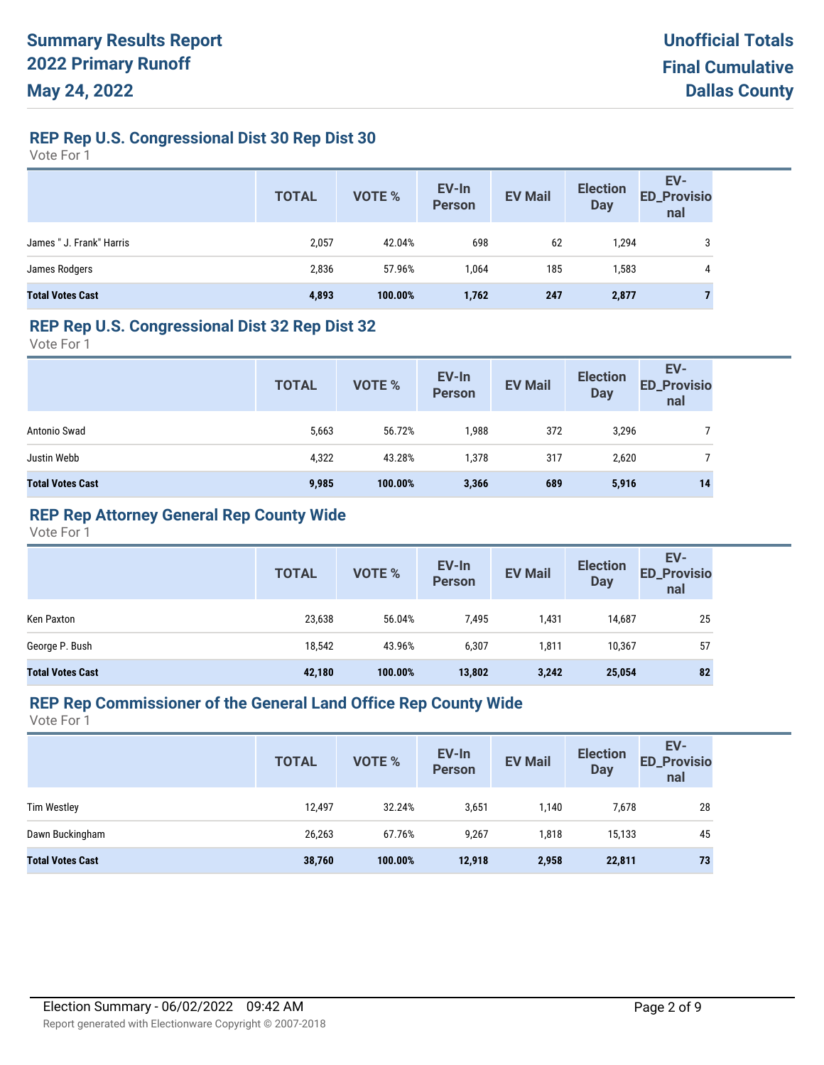# Summary Results Report
# 2022 Primary Runoff
# May 24, 2022

**Unofficial Totals**
**Final Cumulative**
**Dallas County**

## REP Rep U.S. Congressional Dist 30 Rep Dist 30

Vote For 1

| | TOTAL | VOTE % | EV-In Person | EV Mail | Election Day | EV-ED_Provisional |
|---|---|---|---|---|---|---|
| James " J. Frank" Harris | 2,057 | 42.04% | 698 | 62 | 1,294 | 3 |
| James Rodgers | 2,836 | 57.96% | 1,064 | 185 | 1,583 | 4 |
| **Total Votes Cast** | **4,893** | **100.00%** | **1,762** | **247** | **2,877** | **7** |

## REP Rep U.S. Congressional Dist 32 Rep Dist 32

Vote For 1

| | TOTAL | VOTE % | EV-In Person | EV Mail | Election Day | EV-ED_Provisional |
|---|---|---|---|---|---|---|
| Antonio Swad | 5,663 | 56.72% | 1,988 | 372 | 3,296 | 7 |
| Justin Webb | 4,322 | 43.28% | 1,378 | 317 | 2,620 | 7 |
| **Total Votes Cast** | **9,985** | **100.00%** | **3,366** | **689** | **5,916** | **14** |

## REP Rep Attorney General Rep County Wide

Vote For 1

| | TOTAL | VOTE % | EV-In Person | EV Mail | Election Day | EV-ED_Provisional |
|---|---|---|---|---|---|---|
| Ken Paxton | 23,638 | 56.04% | 7,495 | 1,431 | 14,687 | 25 |
| George P. Bush | 18,542 | 43.96% | 6,307 | 1,811 | 10,367 | 57 |
| **Total Votes Cast** | **42,180** | **100.00%** | **13,802** | **3,242** | **25,054** | **82** |

## REP Rep Commissioner of the General Land Office Rep County Wide

Vote For 1

| | TOTAL | VOTE % | EV-In Person | EV Mail | Election Day | EV-ED_Provisional |
|---|---|---|---|---|---|---|
| Tim Westley | 12,497 | 32.24% | 3,651 | 1,140 | 7,678 | 28 |
| Dawn Buckingham | 26,263 | 67.76% | 9,267 | 1,818 | 15,133 | 45 |
| **Total Votes Cast** | **38,760** | **100.00%** | **12,918** | **2,958** | **22,811** | **73** |

Election Summary - 06/02/2022 09:42 AM

Report generated with Electionware Copyright © 2007-2018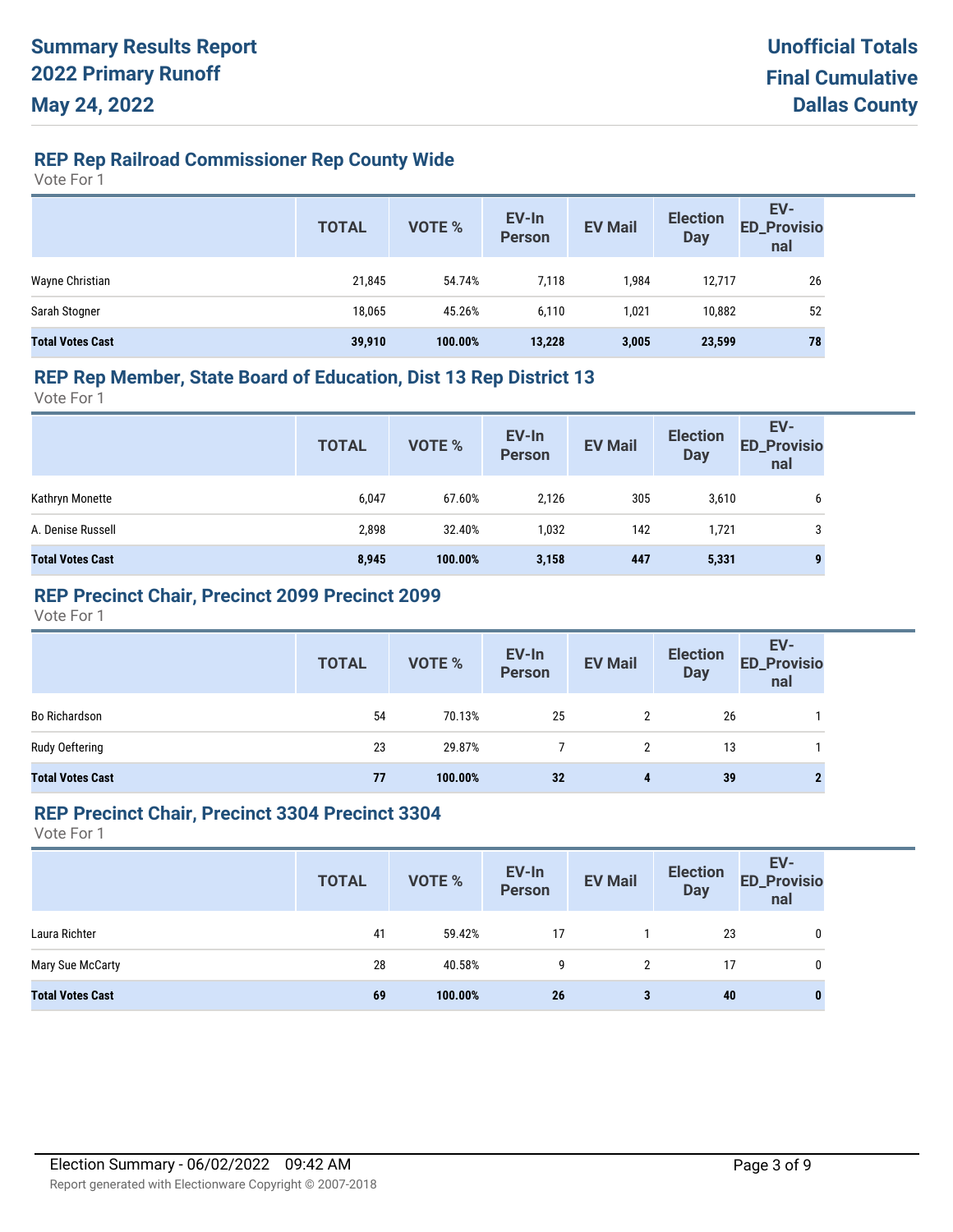# Summary Results Report
# 2022 Primary Runoff
# May 24, 2022

**Unofficial Totals**
**Final Cumulative**
**Dallas County**

## REP Rep Railroad Commissioner Rep County Wide

Vote For 1

| | TOTAL | VOTE % | EV-In Person | EV Mail | Election Day | EV-ED_Provisional |
|---|---|---|---|---|---|---|
| Wayne Christian | 21,845 | 54.74% | 7,118 | 1,984 | 12,717 | 26 |
| Sarah Stogner | 18,065 | 45.26% | 6,110 | 1,021 | 10,882 | 52 |
| **Total Votes Cast** | **39,910** | **100.00%** | **13,228** | **3,005** | **23,599** | **78** |

## REP Rep Member, State Board of Education, Dist 13 Rep District 13

Vote For 1

| | TOTAL | VOTE % | EV-In Person | EV Mail | Election Day | EV-ED_Provisional |
|---|---|---|---|---|---|---|
| Kathryn Monette | 6,047 | 67.60% | 2,126 | 305 | 3,610 | 6 |
| A. Denise Russell | 2,898 | 32.40% | 1,032 | 142 | 1,721 | 3 |
| **Total Votes Cast** | **8,945** | **100.00%** | **3,158** | **447** | **5,331** | **9** |

## REP Precinct Chair, Precinct 2099 Precinct 2099

Vote For 1

| | TOTAL | VOTE % | EV-In Person | EV Mail | Election Day | EV-ED_Provisional |
|---|---|---|---|---|---|---|
| Bo Richardson | 54 | 70.13% | 25 | 2 | 26 | 1 |
| Rudy Oeftering | 23 | 29.87% | 7 | 2 | 13 | 1 |
| **Total Votes Cast** | **77** | **100.00%** | **32** | **4** | **39** | **2** |

## REP Precinct Chair, Precinct 3304 Precinct 3304

Vote For 1

| | TOTAL | VOTE % | EV-In Person | EV Mail | Election Day | EV-ED_Provisional |
|---|---|---|---|---|---|---|
| Laura Richter | 41 | 59.42% | 17 | 1 | 23 | 0 |
| Mary Sue McCarty | 28 | 40.58% | 9 | 2 | 17 | 0 |
| **Total Votes Cast** | **69** | **100.00%** | **26** | **3** | **40** | **0** |

Election Summary - 06/02/2022 09:42 AM

Report generated with Electionware Copyright © 2007-2018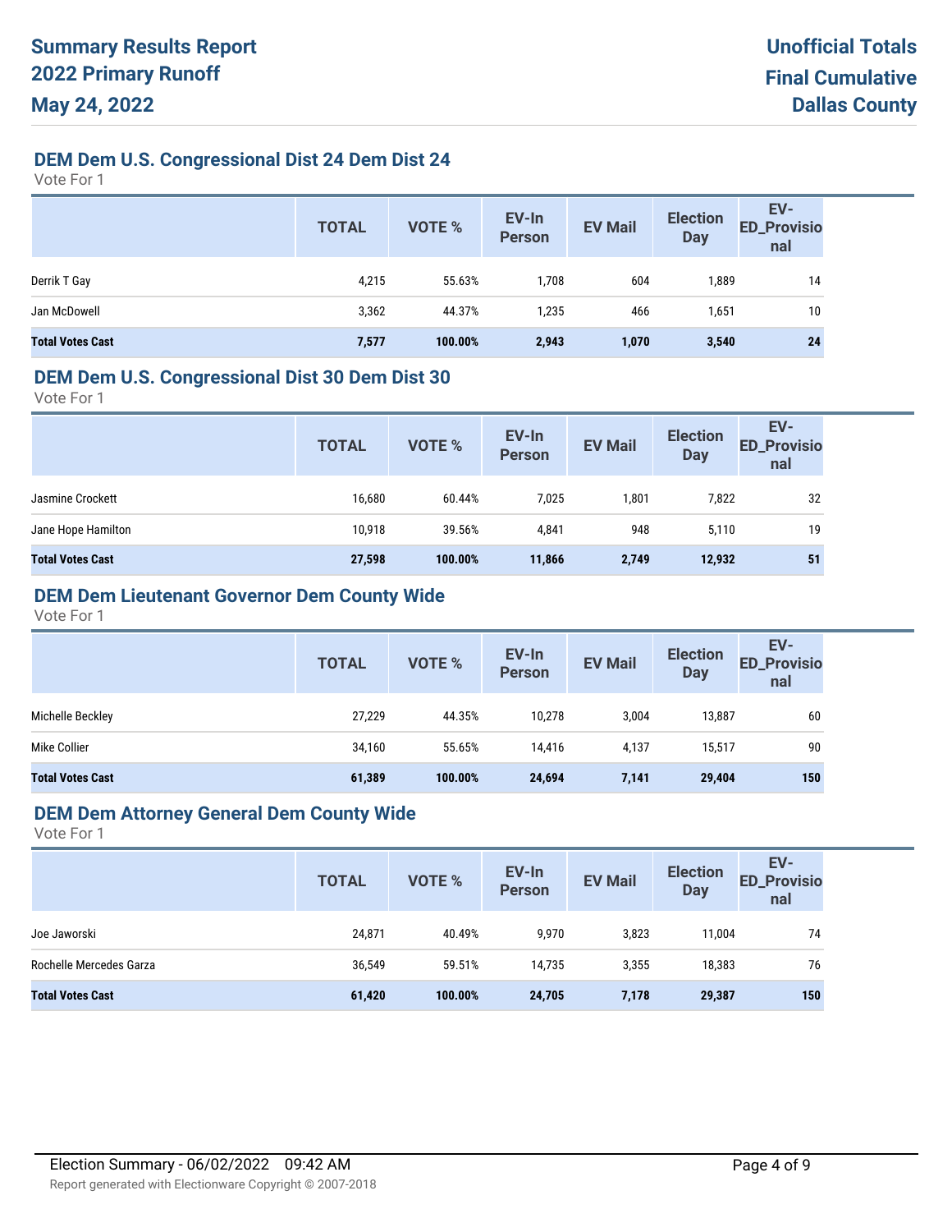# Summary Results Report
# 2022 Primary Runoff
# May 24, 2022

**Unofficial Totals**
**Final Cumulative**
**Dallas County**

## DEM Dem U.S. Congressional Dist 24 Dem Dist 24

Vote For 1

| | TOTAL | VOTE % | EV-In Person | EV Mail | Election Day | EV-ED_Provisional |
|---|---|---|---|---|---|---|
| Derrik T Gay | 4,215 | 55.63% | 1,708 | 604 | 1,889 | 14 |
| Jan McDowell | 3,362 | 44.37% | 1,235 | 466 | 1,651 | 10 |
| **Total Votes Cast** | **7,577** | **100.00%** | **2,943** | **1,070** | **3,540** | **24** |

## DEM Dem U.S. Congressional Dist 30 Dem Dist 30

Vote For 1

| | TOTAL | VOTE % | EV-In Person | EV Mail | Election Day | EV-ED_Provisional |
|---|---|---|---|---|---|---|
| Jasmine Crockett | 16,680 | 60.44% | 7,025 | 1,801 | 7,822 | 32 |
| Jane Hope Hamilton | 10,918 | 39.56% | 4,841 | 948 | 5,110 | 19 |
| **Total Votes Cast** | **27,598** | **100.00%** | **11,866** | **2,749** | **12,932** | **51** |

## DEM Dem Lieutenant Governor Dem County Wide

Vote For 1

| | TOTAL | VOTE % | EV-In Person | EV Mail | Election Day | EV-ED_Provisional |
|---|---|---|---|---|---|---|
| Michelle Beckley | 27,229 | 44.35% | 10,278 | 3,004 | 13,887 | 60 |
| Mike Collier | 34,160 | 55.65% | 14,416 | 4,137 | 15,517 | 90 |
| **Total Votes Cast** | **61,389** | **100.00%** | **24,694** | **7,141** | **29,404** | **150** |

## DEM Dem Attorney General Dem County Wide

Vote For 1

| | TOTAL | VOTE % | EV-In Person | EV Mail | Election Day | EV-ED_Provisional |
|---|---|---|---|---|---|---|
| Joe Jaworski | 24,871 | 40.49% | 9,970 | 3,823 | 11,004 | 74 |
| Rochelle Mercedes Garza | 36,549 | 59.51% | 14,735 | 3,355 | 18,383 | 76 |
| **Total Votes Cast** | **61,420** | **100.00%** | **24,705** | **7,178** | **29,387** | **150** |

Election Summary - 06/02/2022 09:42 AM

Report generated with Electionware Copyright © 2007-2018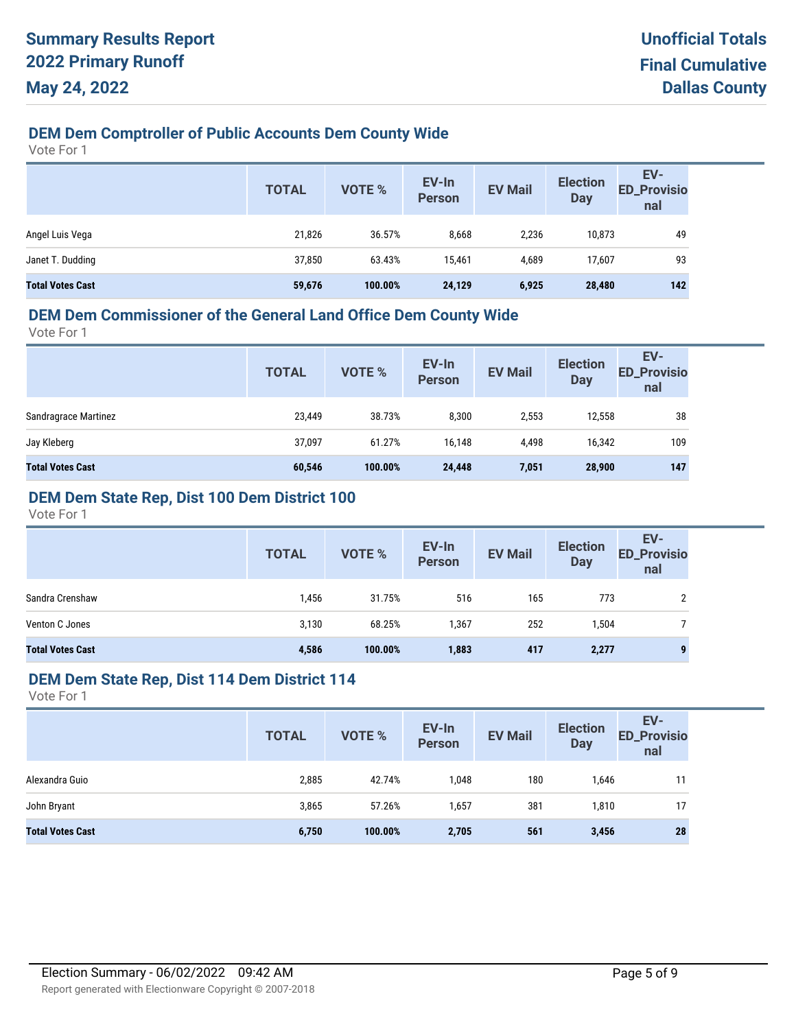# Summary Results Report 2022 Primary Runoff May 24, 2022

**Unofficial Totals**
**Final Cumulative**
**Dallas County**

## DEM Dem Comptroller of Public Accounts Dem County Wide

Vote For 1

| | TOTAL | VOTE % | EV-In Person | EV Mail | Election Day | EV-ED_Provisional |
|---|---|---|---|---|---|---|
| Angel Luis Vega | 21,826 | 36.57% | 8,668 | 2,236 | 10,873 | 49 |
| Janet T. Dudding | 37,850 | 63.43% | 15,461 | 4,689 | 17,607 | 93 |
| **Total Votes Cast** | **59,676** | **100.00%** | **24,129** | **6,925** | **28,480** | **142** |

## DEM Dem Commissioner of the General Land Office Dem County Wide

Vote For 1

| | TOTAL | VOTE % | EV-In Person | EV Mail | Election Day | EV-ED_Provisional |
|---|---|---|---|---|---|---|
| Sandragrace Martinez | 23,449 | 38.73% | 8,300 | 2,553 | 12,558 | 38 |
| Jay Kleberg | 37,097 | 61.27% | 16,148 | 4,498 | 16,342 | 109 |
| **Total Votes Cast** | **60,546** | **100.00%** | **24,448** | **7,051** | **28,900** | **147** |

## DEM Dem State Rep, Dist 100 Dem District 100

Vote For 1

| | TOTAL | VOTE % | EV-In Person | EV Mail | Election Day | EV-ED_Provisional |
|---|---|---|---|---|---|---|
| Sandra Crenshaw | 1,456 | 31.75% | 516 | 165 | 773 | 2 |
| Venton C Jones | 3,130 | 68.25% | 1,367 | 252 | 1,504 | 7 |
| **Total Votes Cast** | **4,586** | **100.00%** | **1,883** | **417** | **2,277** | **9** |

## DEM Dem State Rep, Dist 114 Dem District 114

Vote For 1

| | TOTAL | VOTE % | EV-In Person | EV Mail | Election Day | EV-ED_Provisional |
|---|---|---|---|---|---|---|
| Alexandra Guio | 2,885 | 42.74% | 1,048 | 180 | 1,646 | 11 |
| John Bryant | 3,865 | 57.26% | 1,657 | 381 | 1,810 | 17 |
| **Total Votes Cast** | **6,750** | **100.00%** | **2,705** | **561** | **3,456** | **28** |

Election Summary - 06/02/2022 09:42 AM

Report generated with Electionware Copyright © 2007-2018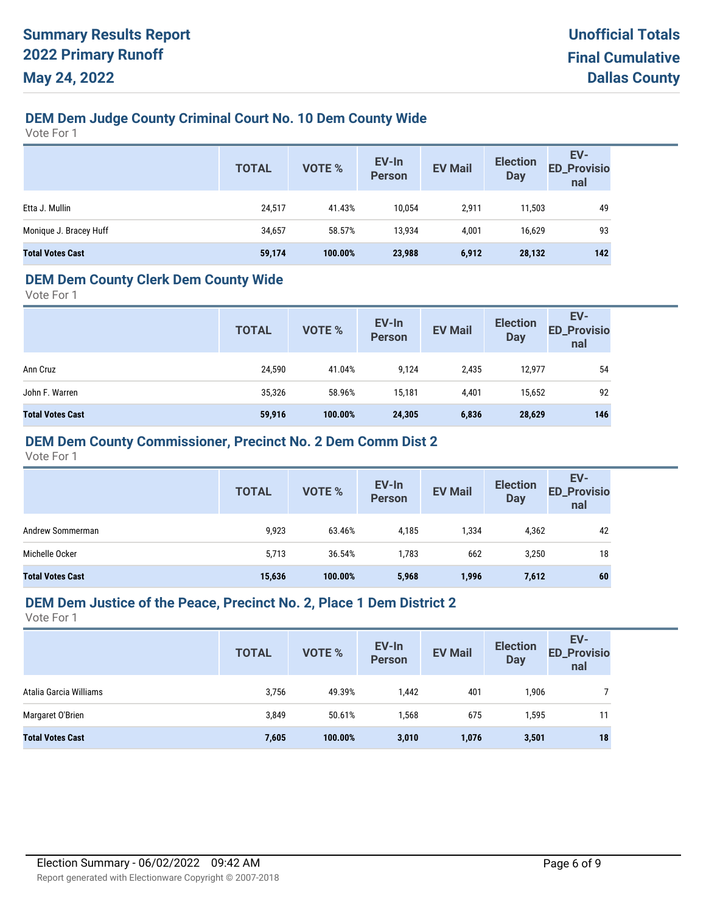## DEM Dem Judge County Criminal Court No. 10 Dem County Wide

Vote For 1

| | TOTAL | VOTE % | EV-In Person | EV Mail | Election Day | EV-ED_Provisional |
|---|---|---|---|---|---|---|
| Etta J. Mullin | 24,517 | 41.43% | 10,054 | 2,911 | 11,503 | 49 |
| Monique J. Bracey Huff | 34,657 | 58.57% | 13,934 | 4,001 | 16,629 | 93 |
| **Total Votes Cast** | **59,174** | **100.00%** | **23,988** | **6,912** | **28,132** | **142** |

## DEM Dem County Clerk Dem County Wide

Vote For 1

| | TOTAL | VOTE % | EV-In Person | EV Mail | Election Day | EV-ED_Provisional |
|---|---|---|---|---|---|---|
| Ann Cruz | 24,590 | 41.04% | 9,124 | 2,435 | 12,977 | 54 |
| John F. Warren | 35,326 | 58.96% | 15,181 | 4,401 | 15,652 | 92 |
| **Total Votes Cast** | **59,916** | **100.00%** | **24,305** | **6,836** | **28,629** | **146** |

## DEM Dem County Commissioner, Precinct No. 2 Dem Comm Dist 2

Vote For 1

| | TOTAL | VOTE % | EV-In Person | EV Mail | Election Day | EV-ED_Provisional |
|---|---|---|---|---|---|---|
| Andrew Sommerman | 9,923 | 63.46% | 4,185 | 1,334 | 4,362 | 42 |
| Michelle Ocker | 5,713 | 36.54% | 1,783 | 662 | 3,250 | 18 |
| **Total Votes Cast** | **15,636** | **100.00%** | **5,968** | **1,996** | **7,612** | **60** |

## DEM Dem Justice of the Peace, Precinct No. 2, Place 1 Dem District 2

Vote For 1

| | TOTAL | VOTE % | EV-In Person | EV Mail | Election Day | EV-ED_Provisional |
|---|---|---|---|---|---|---|
| Atalia Garcia Williams | 3,756 | 49.39% | 1,442 | 401 | 1,906 | 7 |
| Margaret O'Brien | 3,849 | 50.61% | 1,568 | 675 | 1,595 | 11 |
| **Total Votes Cast** | **7,605** | **100.00%** | **3,010** | **1,076** | **3,501** | **18** |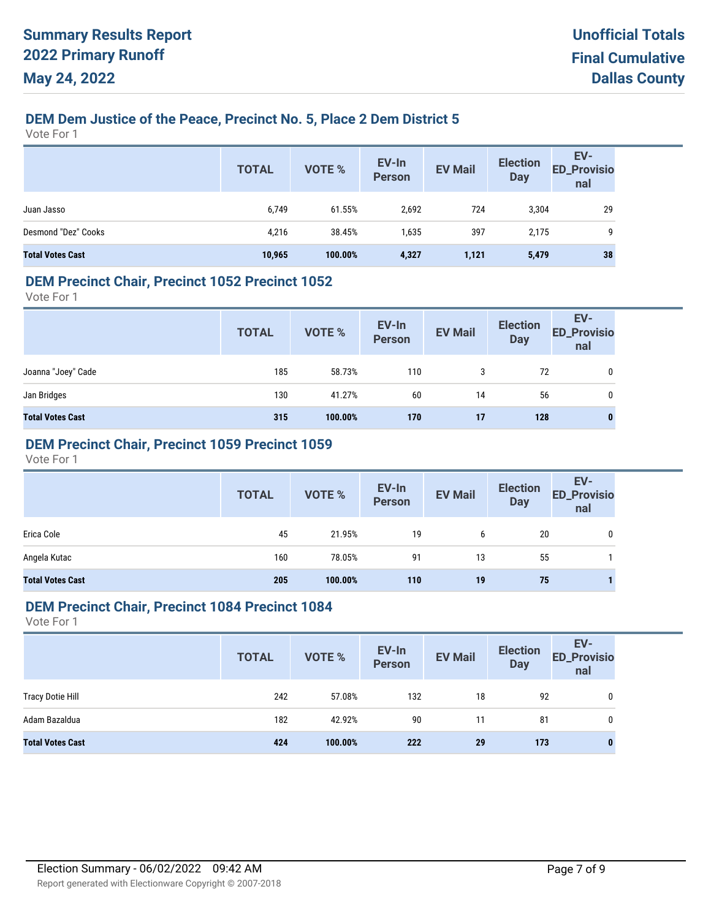# Summary Results Report
# 2022 Primary Runoff
# May 24, 2022

**Unofficial Totals**
**Final Cumulative**
**Dallas County**

## DEM Dem Justice of the Peace, Precinct No. 5, Place 2 Dem District 5

Vote For 1

| | TOTAL | VOTE % | EV-In Person | EV Mail | Election Day | EV-ED_Provisional |
|---|---|---|---|---|---|---|
| Juan Jasso | 6,749 | 61.55% | 2,692 | 724 | 3,304 | 29 |
| Desmond "Dez" Cooks | 4,216 | 38.45% | 1,635 | 397 | 2,175 | 9 |
| **Total Votes Cast** | **10,965** | **100.00%** | **4,327** | **1,121** | **5,479** | **38** |

## DEM Precinct Chair, Precinct 1052 Precinct 1052

Vote For 1

| | TOTAL | VOTE % | EV-In Person | EV Mail | Election Day | EV-ED_Provisional |
|---|---|---|---|---|---|---|
| Joanna "Joey" Cade | 185 | 58.73% | 110 | 3 | 72 | 0 |
| Jan Bridges | 130 | 41.27% | 60 | 14 | 56 | 0 |
| **Total Votes Cast** | **315** | **100.00%** | **170** | **17** | **128** | **0** |

## DEM Precinct Chair, Precinct 1059 Precinct 1059

Vote For 1

| | TOTAL | VOTE % | EV-In Person | EV Mail | Election Day | EV-ED_Provisional |
|---|---|---|---|---|---|---|
| Erica Cole | 45 | 21.95% | 19 | 6 | 20 | 0 |
| Angela Kutac | 160 | 78.05% | 91 | 13 | 55 | 1 |
| **Total Votes Cast** | **205** | **100.00%** | **110** | **19** | **75** | **1** |

## DEM Precinct Chair, Precinct 1084 Precinct 1084

Vote For 1

| | TOTAL | VOTE % | EV-In Person | EV Mail | Election Day | EV-ED_Provisional |
|---|---|---|---|---|---|---|
| Tracy Dotie Hill | 242 | 57.08% | 132 | 18 | 92 | 0 |
| Adam Bazaldua | 182 | 42.92% | 90 | 11 | 81 | 0 |
| **Total Votes Cast** | **424** | **100.00%** | **222** | **29** | **173** | **0** |

Election Summary - 06/02/2022 09:42 AM

Report generated with Electionware Copyright © 2007-2018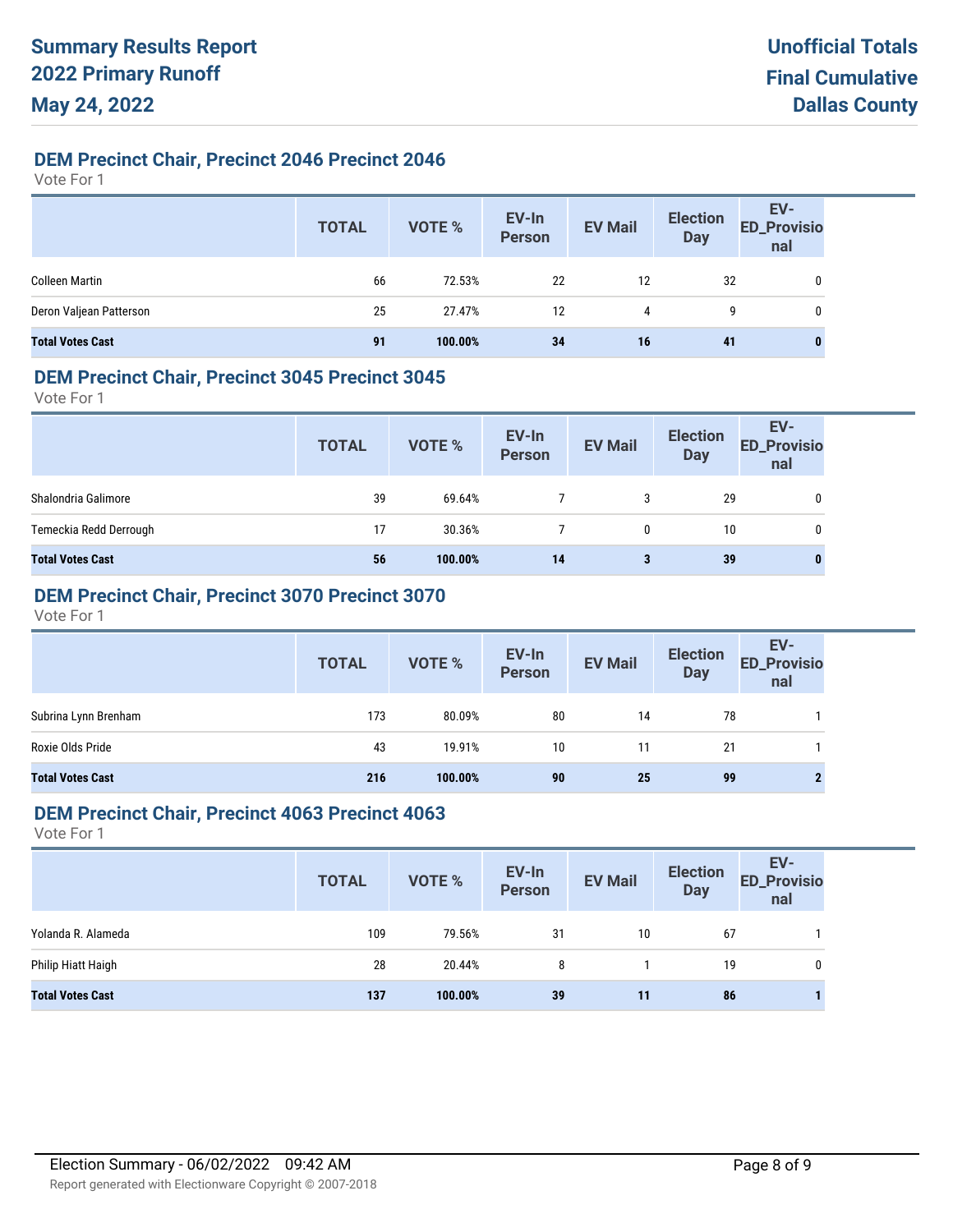# Summary Results Report
# 2022 Primary Runoff
# May 24, 2022

**Unofficial Totals**
**Final Cumulative**
**Dallas County**

## DEM Precinct Chair, Precinct 2046 Precinct 2046

Vote For 1

| | TOTAL | VOTE % | EV-In Person | EV Mail | Election Day | EV-ED_Provisional |
|---|---|---|---|---|---|---|
| Colleen Martin | 66 | 72.53% | 22 | 12 | 32 | 0 |
| Deron Valjean Patterson | 25 | 27.47% | 12 | 4 | 9 | 0 |
| **Total Votes Cast** | **91** | **100.00%** | **34** | **16** | **41** | **0** |

## DEM Precinct Chair, Precinct 3045 Precinct 3045

Vote For 1

| | TOTAL | VOTE % | EV-In Person | EV Mail | Election Day | EV-ED_Provisional |
|---|---|---|---|---|---|---|
| Shalondria Galimore | 39 | 69.64% | 7 | 3 | 29 | 0 |
| Temeckia Redd Derrough | 17 | 30.36% | 7 | 0 | 10 | 0 |
| **Total Votes Cast** | **56** | **100.00%** | **14** | **3** | **39** | **0** |

## DEM Precinct Chair, Precinct 3070 Precinct 3070

Vote For 1

| | TOTAL | VOTE % | EV-In Person | EV Mail | Election Day | EV-ED_Provisional |
|---|---|---|---|---|---|---|
| Subrina Lynn Brenham | 173 | 80.09% | 80 | 14 | 78 | 1 |
| Roxie Olds Pride | 43 | 19.91% | 10 | 11 | 21 | 1 |
| **Total Votes Cast** | **216** | **100.00%** | **90** | **25** | **99** | **2** |

## DEM Precinct Chair, Precinct 4063 Precinct 4063

Vote For 1

| | TOTAL | VOTE % | EV-In Person | EV Mail | Election Day | EV-ED_Provisional |
|---|---|---|---|---|---|---|
| Yolanda R. Alameda | 109 | 79.56% | 31 | 10 | 67 | 1 |
| Philip Hiatt Haigh | 28 | 20.44% | 8 | 1 | 19 | 0 |
| **Total Votes Cast** | **137** | **100.00%** | **39** | **11** | **86** | **1** |

Election Summary - 06/02/2022 09:42 AM

Report generated with Electionware Copyright © 2007-2018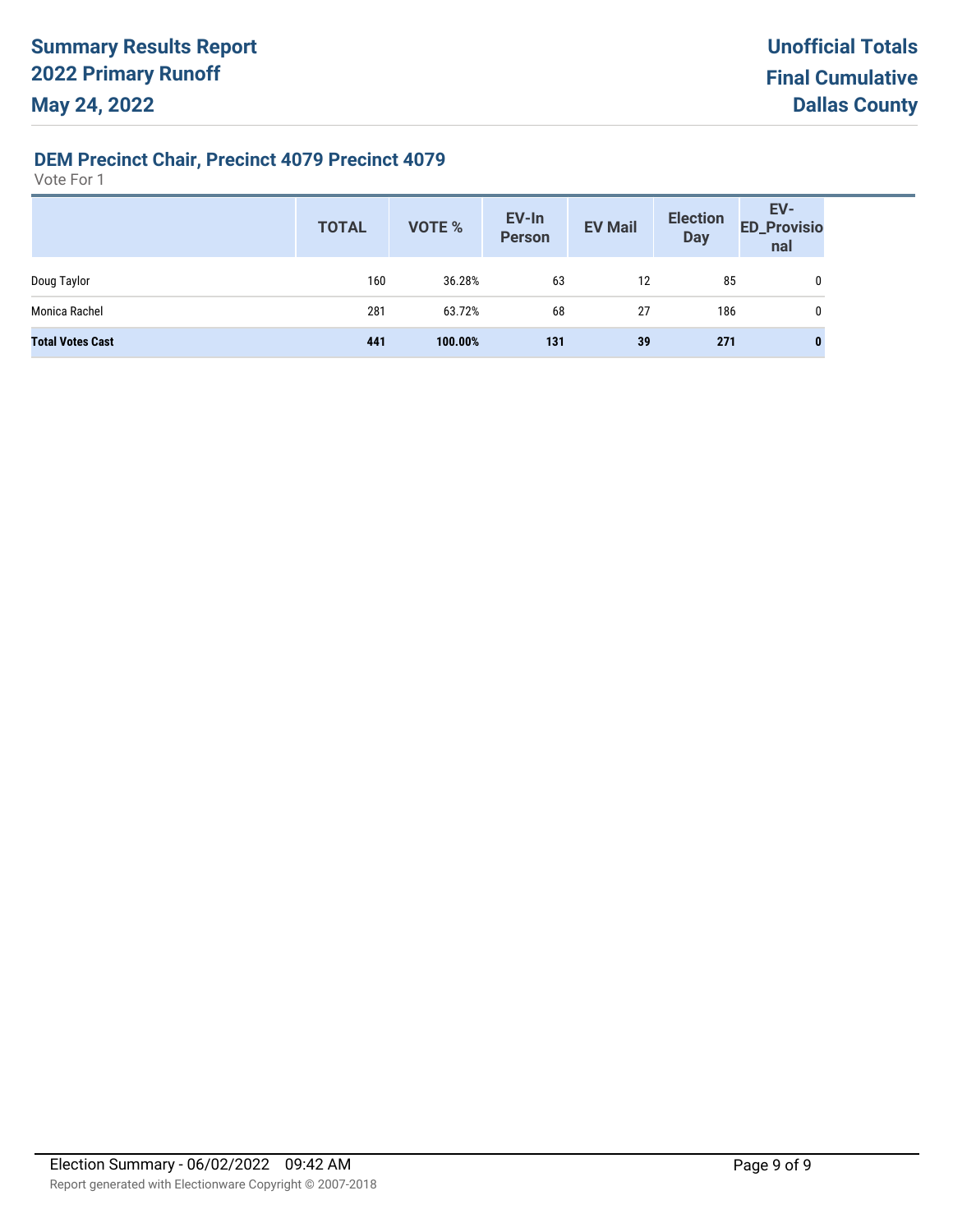## DEM Precinct Chair, Precinct 4079 Precinct 4079

Vote For 1

| | TOTAL | VOTE % | EV-In Person | EV Mail | Election Day | EV-ED_Provisional |
|---|---|---|---|---|---|---|
| Doug Taylor | 160 | 36.28% | 63 | 12 | 85 | 0 |
| Monica Rachel | 281 | 63.72% | 68 | 27 | 186 | 0 |
| **Total Votes Cast** | **441** | **100.00%** | **131** | **39** | **271** | **0** |